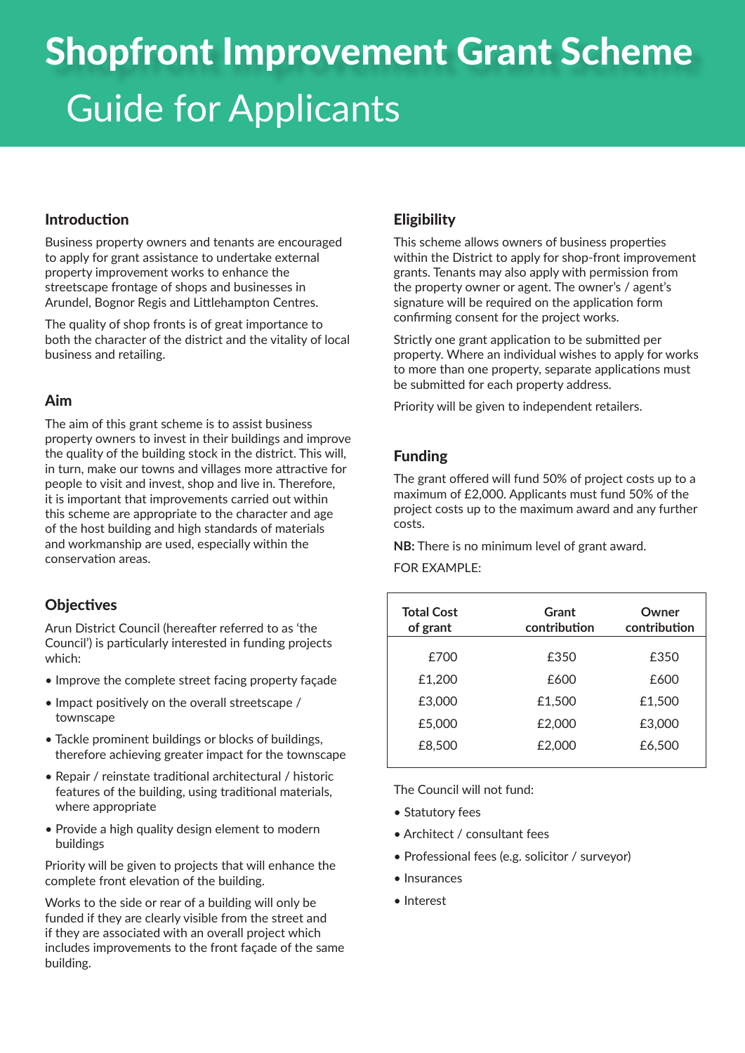# Shopfront Improvement Grant Scheme

## Guide for Applicants

### Introduction

Business property owners and tenants are encouraged to apply for grant assistance to undertake external property improvement works to enhance the streetscape frontage of shops and businesses in Arundel, Bognor Regis and Littlehampton Centres.

The quality of shop fronts is of great importance to both the character of the district and the vitality of local business and retailing.

### Aim

The aim of this grant scheme is to assist business property owners to invest in their buildings and improve the quality of the building stock in the district. This will, in turn, make our towns and villages more attractive for people to visit and invest, shop and live in. Therefore, it is important that improvements carried out within this scheme are appropriate to the character and age of the host building and high standards of materials and workmanship are used, especially within the conservation areas.

### Objectives

Arun District Council (hereafter referred to as 'the Council') is particularly interested in funding projects which:

- Improve the complete street facing property façade
- Impact positively on the overall streetscape / townscape
- Tackle prominent buildings or blocks of buildings, therefore achieving greater impact for the townscape
- Repair / reinstate traditional architectural / historic features of the building, using traditional materials, where appropriate
- Provide a high quality design element to modern buildings

Priority will be given to projects that will enhance the complete front elevation of the building.

Works to the side or rear of a building will only be funded if they are clearly visible from the street and if they are associated with an overall project which includes improvements to the front façade of the same building.

### Eligibility

This scheme allows owners of business properties within the District to apply for shop-front improvement grants. Tenants may also apply with permission from the property owner or agent. The owner's / agent's signature will be required on the application form confirming consent for the project works.

Strictly one grant application to be submitted per property. Where an individual wishes to apply for works to more than one property, separate applications must be submitted for each property address.

Priority will be given to independent retailers.

### Funding

The grant offered will fund 50% of project costs up to a maximum of £2,000. Applicants must fund 50% of the project costs up to the maximum award and any further costs.

**NB:** There is no minimum level of grant award.

FOR EXAMPLE:

| Total Cost of grant | Grant contribution | Owner contribution |
|---|---|---|
| £700 | £350 | £350 |
| £1,200 | £600 | £600 |
| £3,000 | £1,500 | £1,500 |
| £5,000 | £2,000 | £3,000 |
| £8,500 | £2,000 | £6,500 |

The Council will not fund:

- Statutory fees
- Architect / consultant fees
- Professional fees (e.g. solicitor / surveyor)
- Insurances
- Interest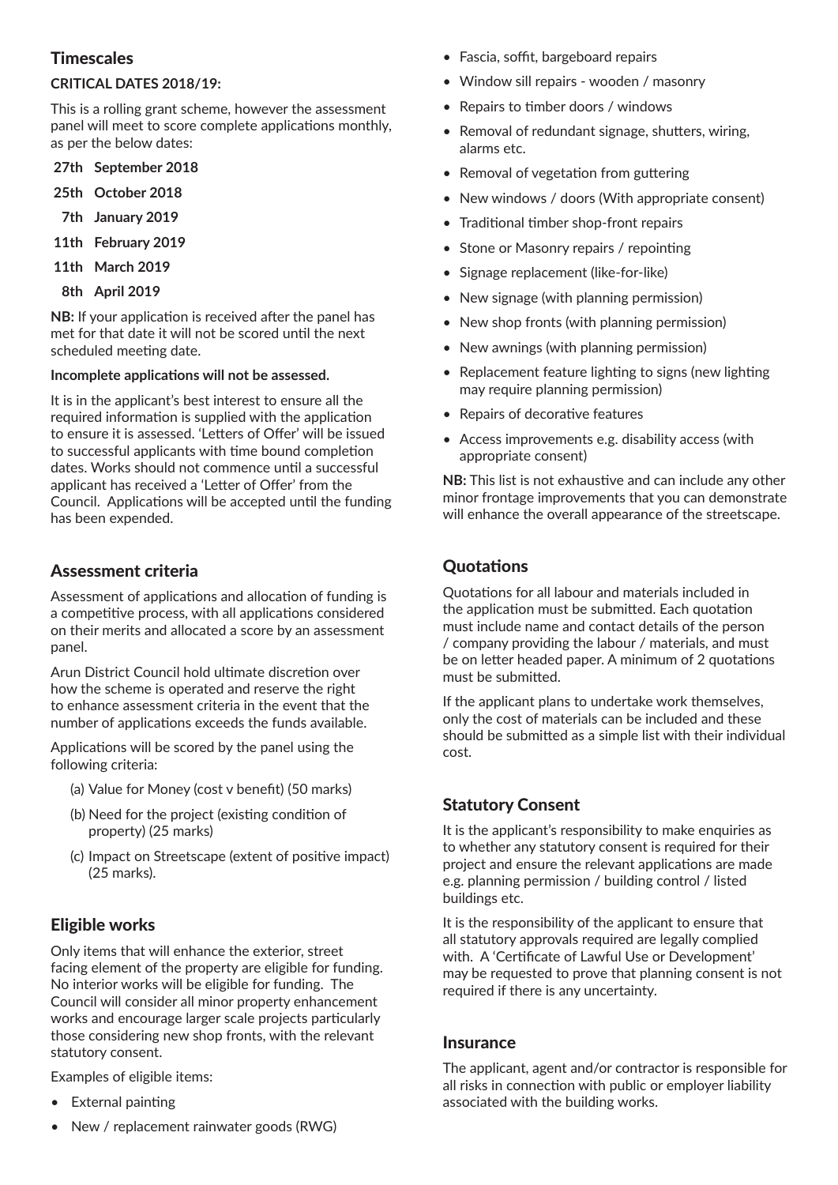## Timescales

**CRITICAL DATES 2018/19:**

This is a rolling grant scheme, however the assessment panel will meet to score complete applications monthly, as per the below dates:

- **27th September 2018**
- **25th October 2018**
- **7th January 2019**
- **11th February 2019**
- **11th March 2019**
- **8th April 2019**

**NB:** If your application is received after the panel has met for that date it will not be scored until the next scheduled meeting date.

**Incomplete applications will not be assessed.**

It is in the applicant's best interest to ensure all the required information is supplied with the application to ensure it is assessed. 'Letters of Offer' will be issued to successful applicants with time bound completion dates. Works should not commence until a successful applicant has received a 'Letter of Offer' from the Council. Applications will be accepted until the funding has been expended.

## Assessment criteria

Assessment of applications and allocation of funding is a competitive process, with all applications considered on their merits and allocated a score by an assessment panel.

Arun District Council hold ultimate discretion over how the scheme is operated and reserve the right to enhance assessment criteria in the event that the number of applications exceeds the funds available.

Applications will be scored by the panel using the following criteria:

(a) Value for Money (cost v benefit) (50 marks)

(b) Need for the project (existing condition of property) (25 marks)

(c) Impact on Streetscape (extent of positive impact) (25 marks).

## Eligible works

Only items that will enhance the exterior, street facing element of the property are eligible for funding. No interior works will be eligible for funding. The Council will consider all minor property enhancement works and encourage larger scale projects particularly those considering new shop fronts, with the relevant statutory consent.

Examples of eligible items:

- External painting
- New / replacement rainwater goods (RWG)
- Fascia, soffit, bargeboard repairs
- Window sill repairs - wooden / masonry
- Repairs to timber doors / windows
- Removal of redundant signage, shutters, wiring, alarms etc.
- Removal of vegetation from guttering
- New windows / doors (With appropriate consent)
- Traditional timber shop-front repairs
- Stone or Masonry repairs / repointing
- Signage replacement (like-for-like)
- New signage (with planning permission)
- New shop fronts (with planning permission)
- New awnings (with planning permission)
- Replacement feature lighting to signs (new lighting may require planning permission)
- Repairs of decorative features
- Access improvements e.g. disability access (with appropriate consent)

**NB:** This list is not exhaustive and can include any other minor frontage improvements that you can demonstrate will enhance the overall appearance of the streetscape.

## Quotations

Quotations for all labour and materials included in the application must be submitted. Each quotation must include name and contact details of the person / company providing the labour / materials, and must be on letter headed paper. A minimum of 2 quotations must be submitted.

If the applicant plans to undertake work themselves, only the cost of materials can be included and these should be submitted as a simple list with their individual cost.

## Statutory Consent

It is the applicant's responsibility to make enquiries as to whether any statutory consent is required for their project and ensure the relevant applications are made e.g. planning permission / building control / listed buildings etc.

It is the responsibility of the applicant to ensure that all statutory approvals required are legally complied with. A 'Certificate of Lawful Use or Development' may be requested to prove that planning consent is not required if there is any uncertainty.

## Insurance

The applicant, agent and/or contractor is responsible for all risks in connection with public or employer liability associated with the building works.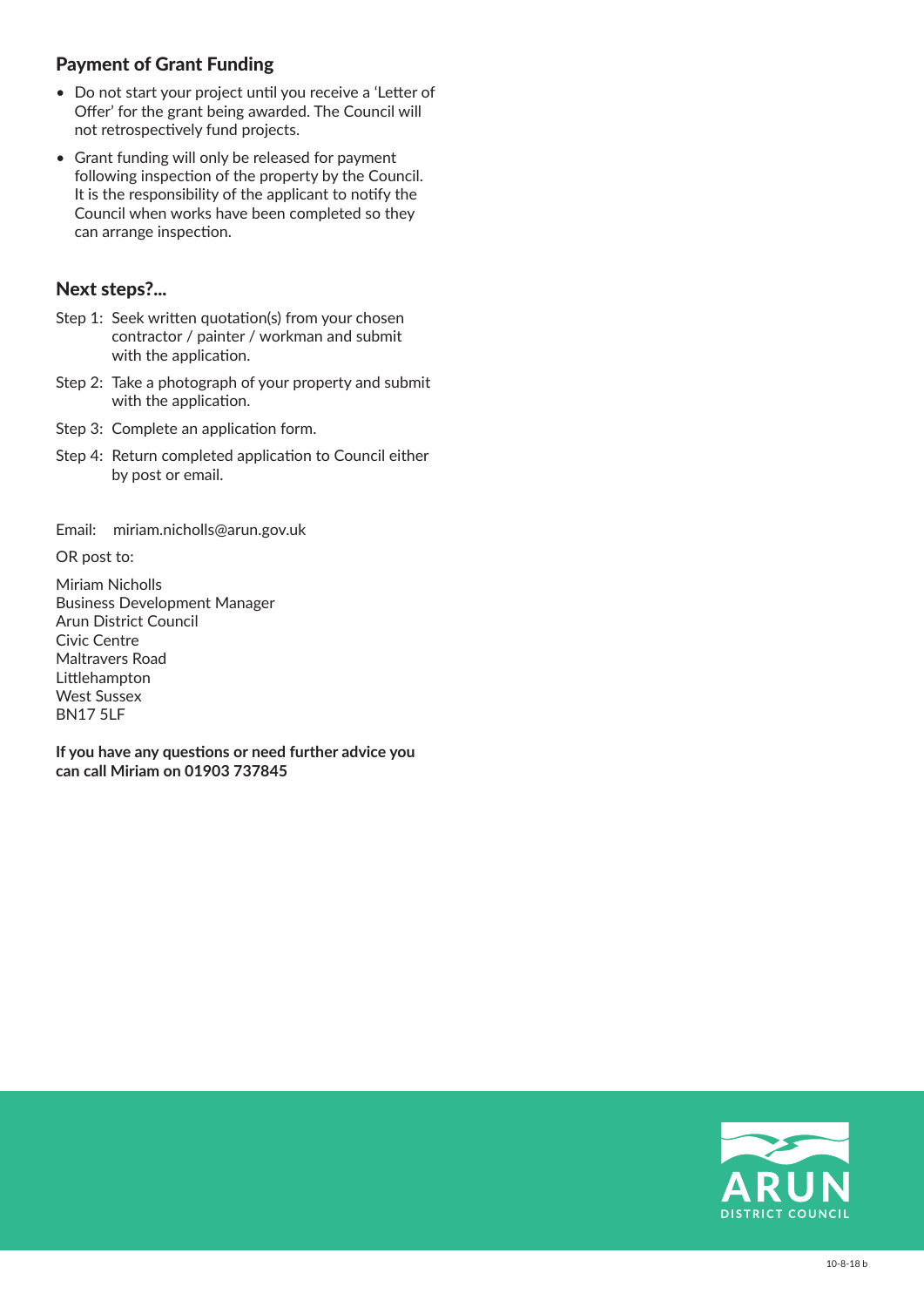## Payment of Grant Funding

- Do not start your project until you receive a 'Letter of Offer' for the grant being awarded. The Council will not retrospectively fund projects.
- Grant funding will only be released for payment following inspection of the property by the Council. It is the responsibility of the applicant to notify the Council when works have been completed so they can arrange inspection.

## Next steps?...

Step 1: Seek written quotation(s) from your chosen contractor / painter / workman and submit with the application.

Step 2: Take a photograph of your property and submit with the application.

Step 3: Complete an application form.

Step 4: Return completed application to Council either by post or email.

Email: miriam.nicholls@arun.gov.uk

OR post to:

Miriam Nicholls
Business Development Manager
Arun District Council
Civic Centre
Maltravers Road
Littlehampton
West Sussex
BN17 5LF

**If you have any questions or need further advice you can call Miriam on 01903 737845**

ARUN DISTRICT COUNCIL

10-8-18 b